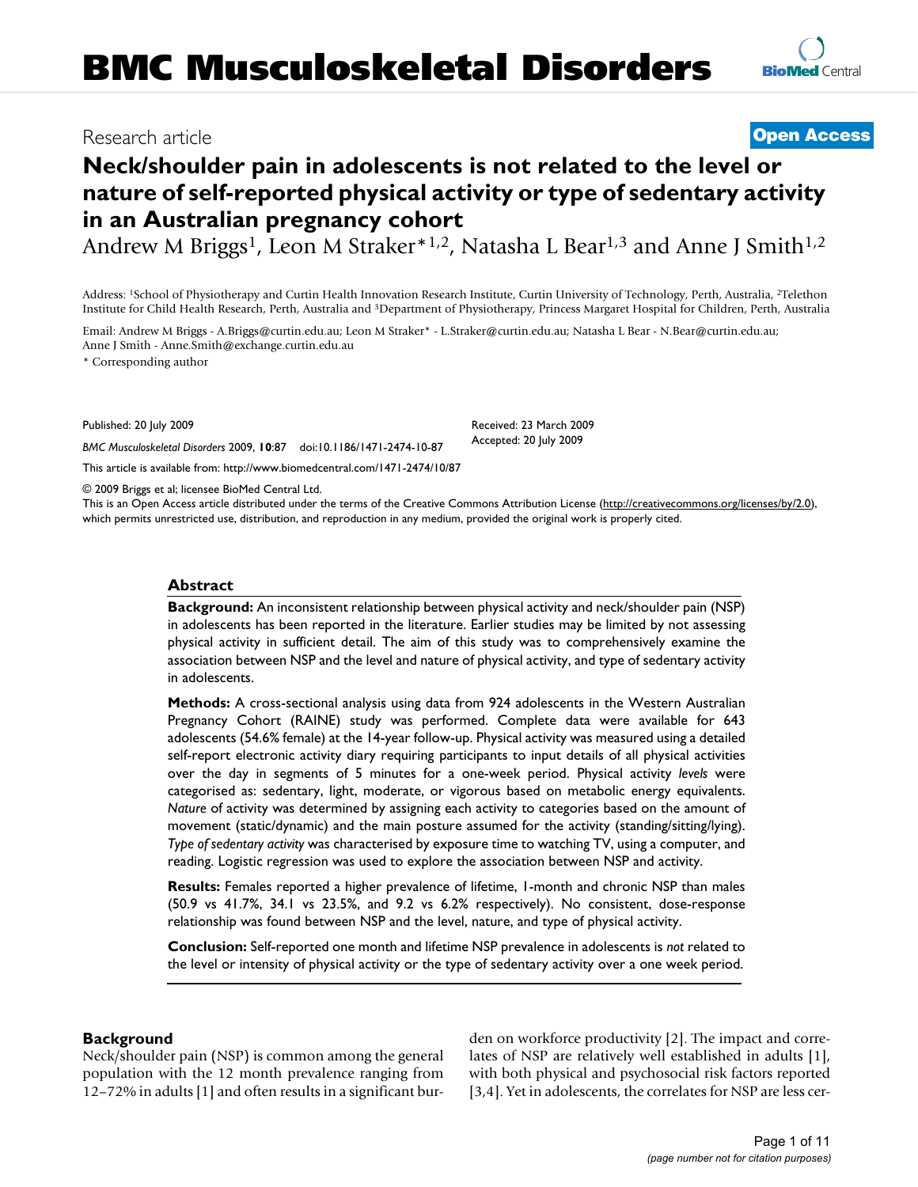# BMC Musculoskeletal Disorders

Research article

**Open Access**

# Neck/shoulder pain in adolescents is not related to the level or nature of self-reported physical activity or type of sedentary activity in an Australian pregnancy cohort

Andrew M Briggs[1], Leon M Straker*[1,2], Natasha L Bear[1,3] and Anne J Smith[1,2]

Address: [1]School of Physiotherapy and Curtin Health Innovation Research Institute, Curtin University of Technology, Perth, Australia, [2]Telethon Institute for Child Health Research, Perth, Australia and [3]Department of Physiotherapy, Princess Margaret Hospital for Children, Perth, Australia

Email: Andrew M Briggs - A.Briggs@curtin.edu.au; Leon M Straker* - L.Straker@curtin.edu.au; Natasha L Bear - N.Bear@curtin.edu.au; Anne J Smith - Anne.Smith@exchange.curtin.edu.au

\* Corresponding author

Published: 20 July 2009

*BMC Musculoskeletal Disorders* 2009, **10**:87 doi:10.1186/1471-2474-10-87

Received: 23 March 2009
Accepted: 20 July 2009

This article is available from: http://www.biomedcentral.com/1471-2474/10/87

© 2009 Briggs et al; licensee BioMed Central Ltd.
This is an Open Access article distributed under the terms of the Creative Commons Attribution License (http://creativecommons.org/licenses/by/2.0), which permits unrestricted use, distribution, and reproduction in any medium, provided the original work is properly cited.

## Abstract

**Background:** An inconsistent relationship between physical activity and neck/shoulder pain (NSP) in adolescents has been reported in the literature. Earlier studies may be limited by not assessing physical activity in sufficient detail. The aim of this study was to comprehensively examine the association between NSP and the level and nature of physical activity, and type of sedentary activity in adolescents.

**Methods:** A cross-sectional analysis using data from 924 adolescents in the Western Australian Pregnancy Cohort (RAINE) study was performed. Complete data were available for 643 adolescents (54.6% female) at the 14-year follow-up. Physical activity was measured using a detailed self-report electronic activity diary requiring participants to input details of all physical activities over the day in segments of 5 minutes for a one-week period. Physical activity *levels* were categorised as: sedentary, light, moderate, or vigorous based on metabolic energy equivalents. *Nature* of activity was determined by assigning each activity to categories based on the amount of movement (static/dynamic) and the main posture assumed for the activity (standing/sitting/lying). *Type of sedentary activity* was characterised by exposure time to watching TV, using a computer, and reading. Logistic regression was used to explore the association between NSP and activity.

**Results:** Females reported a higher prevalence of lifetime, 1-month and chronic NSP than males (50.9 vs 41.7%, 34.1 vs 23.5%, and 9.2 vs 6.2% respectively). No consistent, dose-response relationship was found between NSP and the level, nature, and type of physical activity.

**Conclusion:** Self-reported one month and lifetime NSP prevalence in adolescents is *not* related to the level or intensity of physical activity or the type of sedentary activity over a one week period.

## Background

Neck/shoulder pain (NSP) is common among the general population with the 12 month prevalence ranging from 12–72% in adults [1] and often results in a significant burden on workforce productivity [2]. The impact and correlates of NSP are relatively well established in adults [1], with both physical and psychosocial risk factors reported [3,4]. Yet in adolescents, the correlates for NSP are less cer-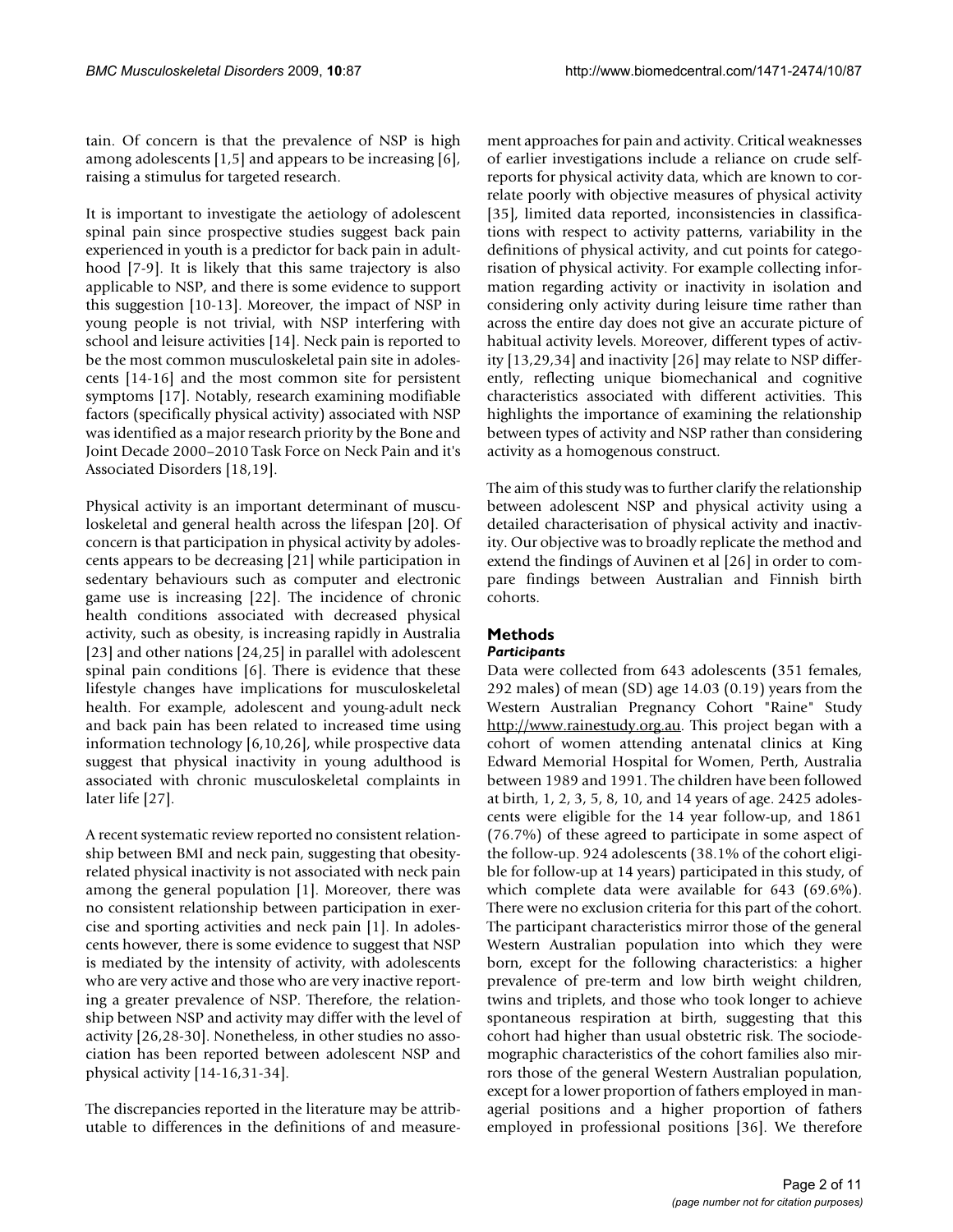tain. Of concern is that the prevalence of NSP is high among adolescents [1,5] and appears to be increasing [6], raising a stimulus for targeted research.

It is important to investigate the aetiology of adolescent spinal pain since prospective studies suggest back pain experienced in youth is a predictor for back pain in adulthood [7-9]. It is likely that this same trajectory is also applicable to NSP, and there is some evidence to support this suggestion [10-13]. Moreover, the impact of NSP in young people is not trivial, with NSP interfering with school and leisure activities [14]. Neck pain is reported to be the most common musculoskeletal pain site in adolescents [14-16] and the most common site for persistent symptoms [17]. Notably, research examining modifiable factors (specifically physical activity) associated with NSP was identified as a major research priority by the Bone and Joint Decade 2000–2010 Task Force on Neck Pain and it's Associated Disorders [18,19].

Physical activity is an important determinant of musculoskeletal and general health across the lifespan [20]. Of concern is that participation in physical activity by adolescents appears to be decreasing [21] while participation in sedentary behaviours such as computer and electronic game use is increasing [22]. The incidence of chronic health conditions associated with decreased physical activity, such as obesity, is increasing rapidly in Australia [23] and other nations [24,25] in parallel with adolescent spinal pain conditions [6]. There is evidence that these lifestyle changes have implications for musculoskeletal health. For example, adolescent and young-adult neck and back pain has been related to increased time using information technology [6,10,26], while prospective data suggest that physical inactivity in young adulthood is associated with chronic musculoskeletal complaints in later life [27].

A recent systematic review reported no consistent relationship between BMI and neck pain, suggesting that obesity-related physical inactivity is not associated with neck pain among the general population [1]. Moreover, there was no consistent relationship between participation in exercise and sporting activities and neck pain [1]. In adolescents however, there is some evidence to suggest that NSP is mediated by the intensity of activity, with adolescents who are very active and those who are very inactive reporting a greater prevalence of NSP. Therefore, the relationship between NSP and activity may differ with the level of activity [26,28-30]. Nonetheless, in other studies no association has been reported between adolescent NSP and physical activity [14-16,31-34].

The discrepancies reported in the literature may be attributable to differences in the definitions of and measurement approaches for pain and activity. Critical weaknesses of earlier investigations include a reliance on crude self-reports for physical activity data, which are known to correlate poorly with objective measures of physical activity [35], limited data reported, inconsistencies in classifications with respect to activity patterns, variability in the definitions of physical activity, and cut points for categorisation of physical activity. For example collecting information regarding activity or inactivity in isolation and considering only activity during leisure time rather than across the entire day does not give an accurate picture of habitual activity levels. Moreover, different types of activity [13,29,34] and inactivity [26] may relate to NSP differently, reflecting unique biomechanical and cognitive characteristics associated with different activities. This highlights the importance of examining the relationship between types of activity and NSP rather than considering activity as a homogenous construct.

The aim of this study was to further clarify the relationship between adolescent NSP and physical activity using a detailed characterisation of physical activity and inactivity. Our objective was to broadly replicate the method and extend the findings of Auvinen et al [26] in order to compare findings between Australian and Finnish birth cohorts.

## Methods

### *Participants*

Data were collected from 643 adolescents (351 females, 292 males) of mean (SD) age 14.03 (0.19) years from the Western Australian Pregnancy Cohort "Raine" Study http://www.rainestudy.org.au. This project began with a cohort of women attending antenatal clinics at King Edward Memorial Hospital for Women, Perth, Australia between 1989 and 1991. The children have been followed at birth, 1, 2, 3, 5, 8, 10, and 14 years of age. 2425 adolescents were eligible for the 14 year follow-up, and 1861 (76.7%) of these agreed to participate in some aspect of the follow-up. 924 adolescents (38.1% of the cohort eligible for follow-up at 14 years) participated in this study, of which complete data were available for 643 (69.6%). There were no exclusion criteria for this part of the cohort. The participant characteristics mirror those of the general Western Australian population into which they were born, except for the following characteristics: a higher prevalence of pre-term and low birth weight children, twins and triplets, and those who took longer to achieve spontaneous respiration at birth, suggesting that this cohort had higher than usual obstetric risk. The sociodemographic characteristics of the cohort families also mirrors those of the general Western Australian population, except for a lower proportion of fathers employed in managerial positions and a higher proportion of fathers employed in professional positions [36]. We therefore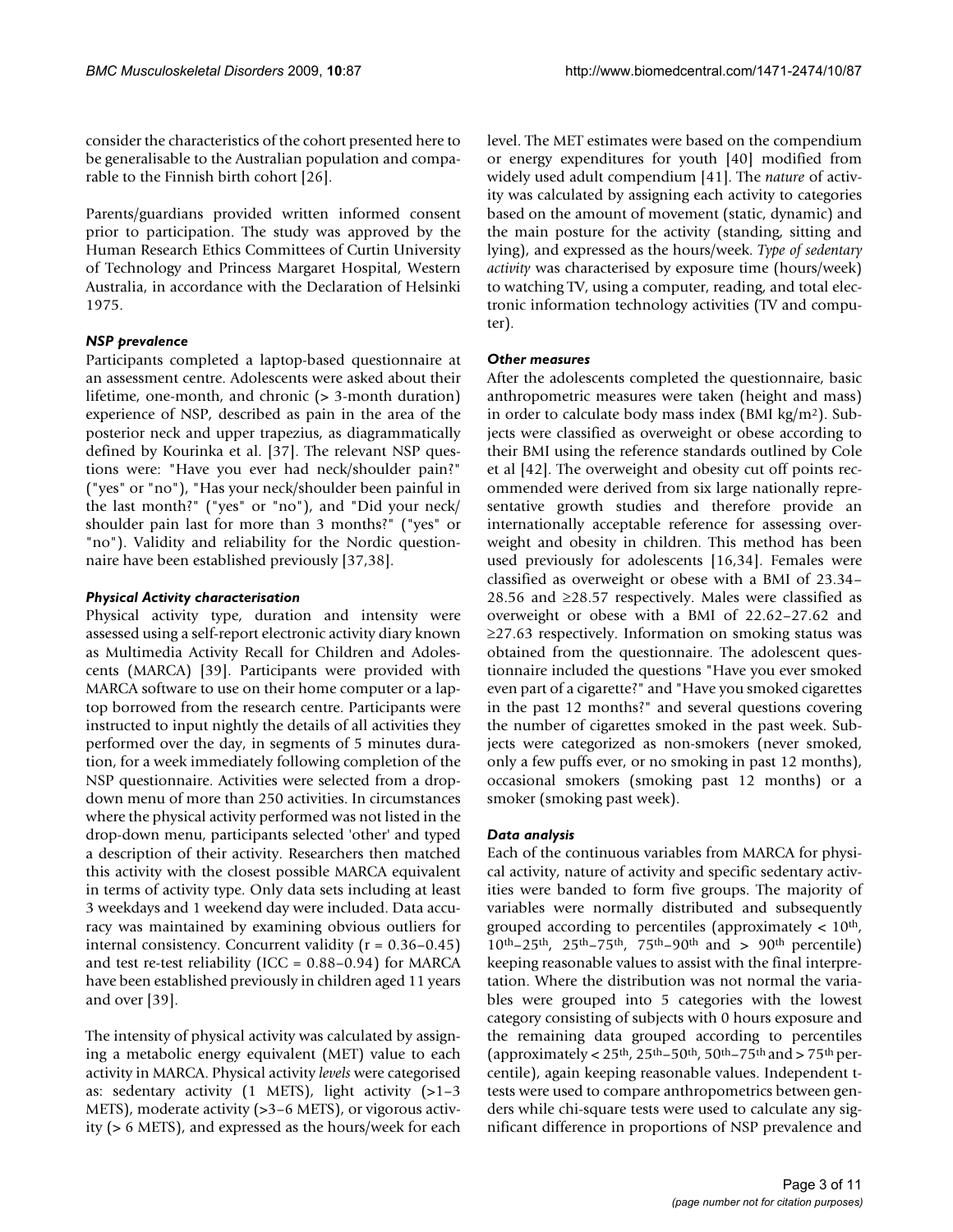consider the characteristics of the cohort presented here to be generalisable to the Australian population and comparable to the Finnish birth cohort [26].

Parents/guardians provided written informed consent prior to participation. The study was approved by the Human Research Ethics Committees of Curtin University of Technology and Princess Margaret Hospital, Western Australia, in accordance with the Declaration of Helsinki 1975.

### *NSP prevalence*

Participants completed a laptop-based questionnaire at an assessment centre. Adolescents were asked about their lifetime, one-month, and chronic (> 3-month duration) experience of NSP, described as pain in the area of the posterior neck and upper trapezius, as diagrammatically defined by Kourinka et al. [37]. The relevant NSP questions were: "Have you ever had neck/shoulder pain?" ("yes" or "no"), "Has your neck/shoulder been painful in the last month?" ("yes" or "no"), and "Did your neck/shoulder pain last for more than 3 months?" ("yes" or "no"). Validity and reliability for the Nordic questionnaire have been established previously [37,38].

### *Physical Activity characterisation*

Physical activity type, duration and intensity were assessed using a self-report electronic activity diary known as Multimedia Activity Recall for Children and Adolescents (MARCA) [39]. Participants were provided with MARCA software to use on their home computer or a laptop borrowed from the research centre. Participants were instructed to input nightly the details of all activities they performed over the day, in segments of 5 minutes duration, for a week immediately following completion of the NSP questionnaire. Activities were selected from a drop-down menu of more than 250 activities. In circumstances where the physical activity performed was not listed in the drop-down menu, participants selected 'other' and typed a description of their activity. Researchers then matched this activity with the closest possible MARCA equivalent in terms of activity type. Only data sets including at least 3 weekdays and 1 weekend day were included. Data accuracy was maintained by examining obvious outliers for internal consistency. Concurrent validity ($r = 0.36–0.45$) and test re-test reliability (ICC = 0.88–0.94) for MARCA have been established previously in children aged 11 years and over [39].

The intensity of physical activity was calculated by assigning a metabolic energy equivalent (MET) value to each activity in MARCA. Physical activity *levels* were categorised as: sedentary activity (1 METS), light activity (>1–3 METS), moderate activity (>3–6 METS), or vigorous activity (> 6 METS), and expressed as the hours/week for each level. The MET estimates were based on the compendium or energy expenditures for youth [40] modified from widely used adult compendium [41]. The *nature* of activity was calculated by assigning each activity to categories based on the amount of movement (static, dynamic) and the main posture for the activity (standing, sitting and lying), and expressed as the hours/week. *Type of sedentary activity* was characterised by exposure time (hours/week) to watching TV, using a computer, reading, and total electronic information technology activities (TV and computer).

### *Other measures*

After the adolescents completed the questionnaire, basic anthropometric measures were taken (height and mass) in order to calculate body mass index (BMI $kg/m^2$). Subjects were classified as overweight or obese according to their BMI using the reference standards outlined by Cole et al [42]. The overweight and obesity cut off points recommended were derived from six large nationally representative growth studies and therefore provide an internationally acceptable reference for assessing overweight and obesity in children. This method has been used previously for adolescents [16,34]. Females were classified as overweight or obese with a BMI of 23.34–28.56 and ≥28.57 respectively. Males were classified as overweight or obese with a BMI of 22.62–27.62 and ≥27.63 respectively. Information on smoking status was obtained from the questionnaire. The adolescent questionnaire included the questions "Have you ever smoked even part of a cigarette?" and "Have you smoked cigarettes in the past 12 months?" and several questions covering the number of cigarettes smoked in the past week. Subjects were categorized as non-smokers (never smoked, only a few puffs ever, or no smoking in past 12 months), occasional smokers (smoking past 12 months) or a smoker (smoking past week).

### *Data analysis*

Each of the continuous variables from MARCA for physical activity, nature of activity and specific sedentary activities were banded to form five groups. The majority of variables were normally distributed and subsequently grouped according to percentiles (approximately < $10^{th}$, $10^{th}$–$25^{th}$, $25^{th}$–$75^{th}$, $75^{th}$–$90^{th}$ and > $90^{th}$ percentile) keeping reasonable values to assist with the final interpretation. Where the distribution was not normal the variables were grouped into 5 categories with the lowest category consisting of subjects with 0 hours exposure and the remaining data grouped according to percentiles (approximately < $25^{th}$, $25^{th}$–$50^{th}$, $50^{th}$–$75^{th}$ and > $75^{th}$ percentile), again keeping reasonable values. Independent t-tests were used to compare anthropometrics between genders while chi-square tests were used to calculate any significant difference in proportions of NSP prevalence and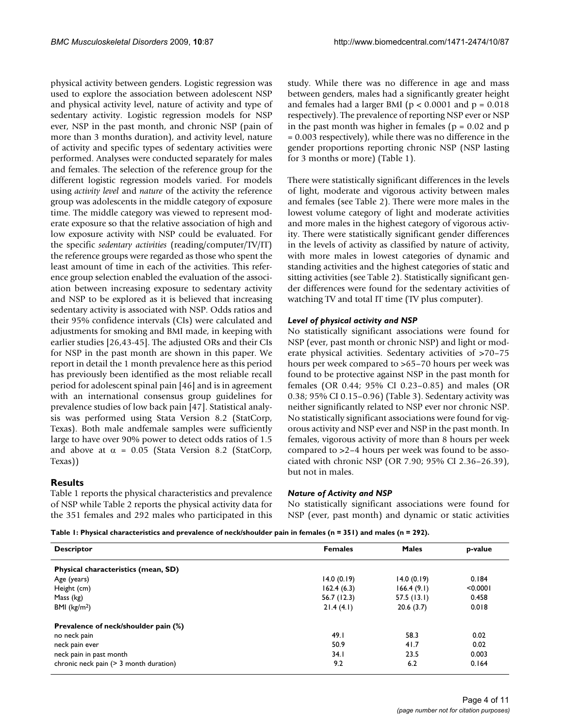physical activity between genders. Logistic regression was used to explore the association between adolescent NSP and physical activity level, nature of activity and type of sedentary activity. Logistic regression models for NSP ever, NSP in the past month, and chronic NSP (pain of more than 3 months duration), and activity level, nature of activity and specific types of sedentary activities were performed. Analyses were conducted separately for males and females. The selection of the reference group for the different logistic regression models varied. For models using *activity level* and *nature* of the activity the reference group was adolescents in the middle category of exposure time. The middle category was viewed to represent moderate exposure so that the relative association of high and low exposure activity with NSP could be evaluated. For the specific *sedentary activities* (reading/computer/TV/IT) the reference groups were regarded as those who spent the least amount of time in each of the activities. This reference group selection enabled the evaluation of the association between increasing exposure to sedentary activity and NSP to be explored as it is believed that increasing sedentary activity is associated with NSP. Odds ratios and their 95% confidence intervals (CIs) were calculated and adjustments for smoking and BMI made, in keeping with earlier studies [26,43-45]. The adjusted ORs and their CIs for NSP in the past month are shown in this paper. We report in detail the 1 month prevalence here as this period has previously been identified as the most reliable recall period for adolescent spinal pain [46] and is in agreement with an international consensus group guidelines for prevalence studies of low back pain [47]. Statistical analysis was performed using Stata Version 8.2 (StatCorp, Texas). Both male andfemale samples were sufficiently large to have over 90% power to detect odds ratios of 1.5 and above at $\alpha = 0.05$ (Stata Version 8.2 (StatCorp, Texas))

## Results

Table 1 reports the physical characteristics and prevalence of NSP while Table 2 reports the physical activity data for the 351 females and 292 males who participated in this study. While there was no difference in age and mass between genders, males had a significantly greater height and females had a larger BMI ($p < 0.0001$ and $p = 0.018$ respectively). The prevalence of reporting NSP ever or NSP in the past month was higher in females ($p = 0.02$ and $p = 0.003$ respectively), while there was no difference in the gender proportions reporting chronic NSP (NSP lasting for 3 months or more) (Table 1).

There were statistically significant differences in the levels of light, moderate and vigorous activity between males and females (see Table 2). There were more males in the lowest volume category of light and moderate activities and more males in the highest category of vigorous activity. There were statistically significant gender differences in the levels of activity as classified by nature of activity, with more males in lowest categories of dynamic and standing activities and the highest categories of static and sitting activities (see Table 2). Statistically significant gender differences were found for the sedentary activities of watching TV and total IT time (TV plus computer).

### *Level of physical activity and NSP*

No statistically significant associations were found for NSP (ever, past month or chronic NSP) and light or moderate physical activities. Sedentary activities of >70–75 hours per week compared to >65–70 hours per week was found to be protective against NSP in the past month for females (OR 0.44; 95% CI 0.23–0.85) and males (OR 0.38; 95% CI 0.15–0.96) (Table 3). Sedentary activity was neither significantly related to NSP ever nor chronic NSP. No statistically significant associations were found for vigorous activity and NSP ever and NSP in the past month. In females, vigorous activity of more than 8 hours per week compared to >2–4 hours per week was found to be associated with chronic NSP (OR 7.90; 95% CI 2.36–26.39), but not in males.

### *Nature of Activity and NSP*

No statistically significant associations were found for NSP (ever, past month) and dynamic or static activities

**Table 1: Physical characteristics and prevalence of neck/shoulder pain in females (n = 351) and males (n = 292).**

| Descriptor | Females | Males | p-value |
|---|---|---|---|
| **Physical characteristics (mean, SD)** | | | |
| Age (years) | 14.0 (0.19) | 14.0 (0.19) | 0.184 |
| Height (cm) | 162.4 (6.3) | 166.4 (9.1) | <0.0001 |
| Mass (kg) | 56.7 (12.3) | 57.5 (13.1) | 0.458 |
| BMI (kg/m$^2$) | 21.4 (4.1) | 20.6 (3.7) | 0.018 |
| **Prevalence of neck/shoulder pain (%)** | | | |
| no neck pain | 49.1 | 58.3 | 0.02 |
| neck pain ever | 50.9 | 41.7 | 0.02 |
| neck pain in past month | 34.1 | 23.5 | 0.003 |
| chronic neck pain (> 3 month duration) | 9.2 | 6.2 | 0.164 |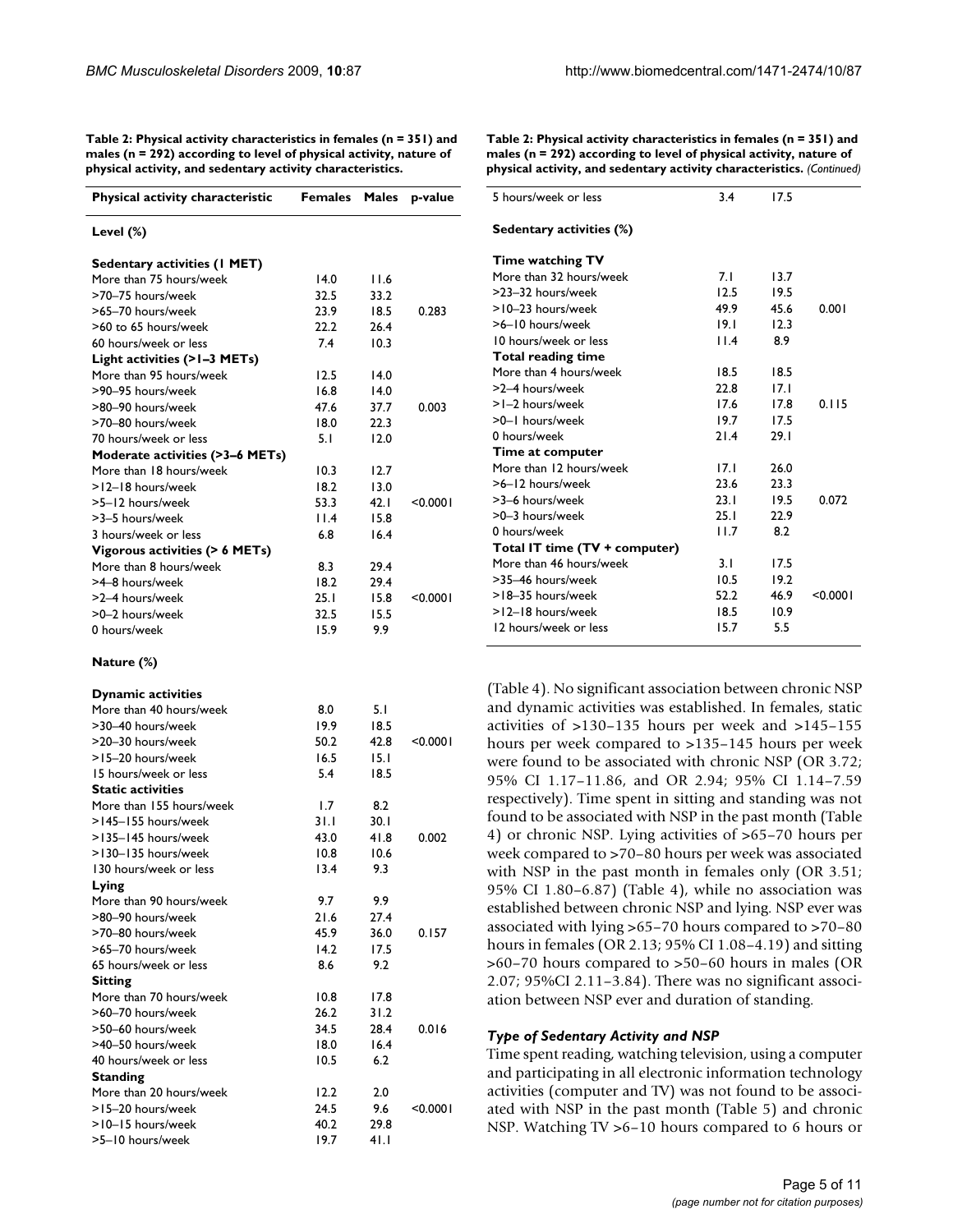**Table 2: Physical activity characteristics in females (n = 351) and males (n = 292) according to level of physical activity, nature of physical activity, and sedentary activity characteristics.**

| Physical activity characteristic | Females | Males | p-value |
|---|---|---|---|
| **Level (%)** | | | |
| **Sedentary activities (1 MET)** | | | |
| More than 75 hours/week | 14.0 | 11.6 | |
| >70–75 hours/week | 32.5 | 33.2 | |
| >65–70 hours/week | 23.9 | 18.5 | 0.283 |
| >60 to 65 hours/week | 22.2 | 26.4 | |
| 60 hours/week or less | 7.4 | 10.3 | |
| **Light activities (>1–3 METs)** | | | |
| More than 95 hours/week | 12.5 | 14.0 | |
| >90–95 hours/week | 16.8 | 14.0 | |
| >80–90 hours/week | 47.6 | 37.7 | 0.003 |
| >70–80 hours/week | 18.0 | 22.3 | |
| 70 hours/week or less | 5.1 | 12.0 | |
| **Moderate activities (>3–6 METs)** | | | |
| More than 18 hours/week | 10.3 | 12.7 | |
| >12–18 hours/week | 18.2 | 13.0 | |
| >5–12 hours/week | 53.3 | 42.1 | <0.0001 |
| >3–5 hours/week | 11.4 | 15.8 | |
| 3 hours/week or less | 6.8 | 16.4 | |
| **Vigorous activities (> 6 METs)** | | | |
| More than 8 hours/week | 8.3 | 29.4 | |
| >4–8 hours/week | 18.2 | 29.4 | |
| >2–4 hours/week | 25.1 | 15.8 | <0.0001 |
| >0–2 hours/week | 32.5 | 15.5 | |
| 0 hours/week | 15.9 | 9.9 | |
| **Nature (%)** | | | |
| **Dynamic activities** | | | |
| More than 40 hours/week | 8.0 | 5.1 | |
| >30–40 hours/week | 19.9 | 18.5 | |
| >20–30 hours/week | 50.2 | 42.8 | <0.0001 |
| >15–20 hours/week | 16.5 | 15.1 | |
| 15 hours/week or less | 5.4 | 18.5 | |
| **Static activities** | | | |
| More than 155 hours/week | 1.7 | 8.2 | |
| >145–155 hours/week | 31.1 | 30.1 | |
| >135–145 hours/week | 43.0 | 41.8 | 0.002 |
| >130–135 hours/week | 10.8 | 10.6 | |
| 130 hours/week or less | 13.4 | 9.3 | |
| **Lying** | | | |
| More than 90 hours/week | 9.7 | 9.9 | |
| >80–90 hours/week | 21.6 | 27.4 | |
| >70–80 hours/week | 45.9 | 36.0 | 0.157 |
| >65–70 hours/week | 14.2 | 17.5 | |
| 65 hours/week or less | 8.6 | 9.2 | |
| **Sitting** | | | |
| More than 70 hours/week | 10.8 | 17.8 | |
| >60–70 hours/week | 26.2 | 31.2 | |
| >50–60 hours/week | 34.5 | 28.4 | 0.016 |
| >40–50 hours/week | 18.0 | 16.4 | |
| 40 hours/week or less | 10.5 | 6.2 | |
| **Standing** | | | |
| More than 20 hours/week | 12.2 | 2.0 | |
| >15–20 hours/week | 24.5 | 9.6 | <0.0001 |
| >10–15 hours/week | 40.2 | 29.8 | |
| >5–10 hours/week | 19.7 | 41.1 | |
| 5 hours/week or less | 3.4 | 17.5 | |
| **Sedentary activities (%)** | | | |
| **Time watching TV** | | | |
| More than 32 hours/week | 7.1 | 13.7 | |
| >23–32 hours/week | 12.5 | 19.5 | |
| >10–23 hours/week | 49.9 | 45.6 | 0.001 |
| >6–10 hours/week | 19.1 | 12.3 | |
| 10 hours/week or less | 11.4 | 8.9 | |
| **Total reading time** | | | |
| More than 4 hours/week | 18.5 | 18.5 | |
| >2–4 hours/week | 22.8 | 17.1 | |
| >1–2 hours/week | 17.6 | 17.8 | 0.115 |
| >0–1 hours/week | 19.7 | 17.5 | |
| 0 hours/week | 21.4 | 29.1 | |
| **Time at computer** | | | |
| More than 12 hours/week | 17.1 | 26.0 | |
| >6–12 hours/week | 23.6 | 23.3 | |
| >3–6 hours/week | 23.1 | 19.5 | 0.072 |
| >0–3 hours/week | 25.1 | 22.9 | |
| 0 hours/week | 11.7 | 8.2 | |
| **Total IT time (TV + computer)** | | | |
| More than 46 hours/week | 3.1 | 17.5 | |
| >35–46 hours/week | 10.5 | 19.2 | |
| >18–35 hours/week | 52.2 | 46.9 | <0.0001 |
| >12–18 hours/week | 18.5 | 10.9 | |
| 12 hours/week or less | 15.7 | 5.5 | |

(Table 4). No significant association between chronic NSP and dynamic activities was established. In females, static activities of >130–135 hours per week and >145–155 hours per week compared to >135–145 hours per week were found to be associated with chronic NSP (OR 3.72; 95% CI 1.17–11.86, and OR 2.94; 95% CI 1.14–7.59 respectively). Time spent in sitting and standing was not found to be associated with NSP in the past month (Table 4) or chronic NSP. Lying activities of >65–70 hours per week compared to >70–80 hours per week was associated with NSP in the past month in females only (OR 3.51; 95% CI 1.80–6.87) (Table 4), while no association was established between chronic NSP and lying. NSP ever was associated with lying >65–70 hours compared to >70–80 hours in females (OR 2.13; 95% CI 1.08–4.19) and sitting >60–70 hours compared to >50–60 hours in males (OR 2.07; 95%CI 2.11–3.84). There was no significant association between NSP ever and duration of standing.

### *Type of Sedentary Activity and NSP*

Time spent reading, watching television, using a computer and participating in all electronic information technology activities (computer and TV) was not found to be associated with NSP in the past month (Table 5) and chronic NSP. Watching TV >6–10 hours compared to 6 hours or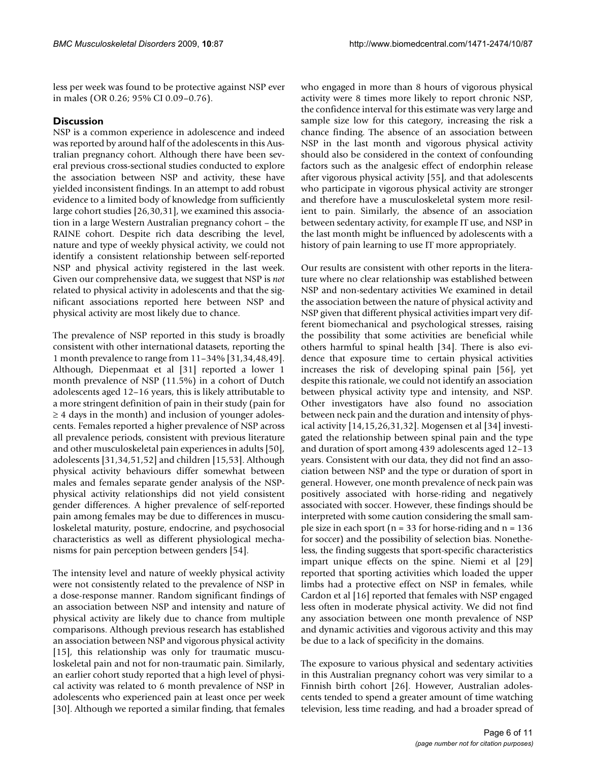less per week was found to be protective against NSP ever in males (OR 0.26; 95% CI 0.09–0.76).

## Discussion

NSP is a common experience in adolescence and indeed was reported by around half of the adolescents in this Australian pregnancy cohort. Although there have been several previous cross-sectional studies conducted to explore the association between NSP and activity, these have yielded inconsistent findings. In an attempt to add robust evidence to a limited body of knowledge from sufficiently large cohort studies [26,30,31], we examined this association in a large Western Australian pregnancy cohort – the RAINE cohort. Despite rich data describing the level, nature and type of weekly physical activity, we could not identify a consistent relationship between self-reported NSP and physical activity registered in the last week. Given our comprehensive data, we suggest that NSP is *not* related to physical activity in adolescents and that the significant associations reported here between NSP and physical activity are most likely due to chance.

The prevalence of NSP reported in this study is broadly consistent with other international datasets, reporting the 1 month prevalence to range from 11–34% [31,34,48,49]. Although, Diepenmaat et al [31] reported a lower 1 month prevalence of NSP (11.5%) in a cohort of Dutch adolescents aged 12–16 years, this is likely attributable to a more stringent definition of pain in their study (pain for ≥ 4 days in the month) and inclusion of younger adolescents. Females reported a higher prevalence of NSP across all prevalence periods, consistent with previous literature and other musculoskeletal pain experiences in adults [50], adolescents [31,34,51,52] and children [15,53]. Although physical activity behaviours differ somewhat between males and females separate gender analysis of the NSP-physical activity relationships did not yield consistent gender differences. A higher prevalence of self-reported pain among females may be due to differences in musculoskeletal maturity, posture, endocrine, and psychosocial characteristics as well as different physiological mechanisms for pain perception between genders [54].

The intensity level and nature of weekly physical activity were not consistently related to the prevalence of NSP in a dose-response manner. Random significant findings of an association between NSP and intensity and nature of physical activity are likely due to chance from multiple comparisons. Although previous research has established an association between NSP and vigorous physical activity [15], this relationship was only for traumatic musculoskeletal pain and not for non-traumatic pain. Similarly, an earlier cohort study reported that a high level of physical activity was related to 6 month prevalence of NSP in adolescents who experienced pain at least once per week [30]. Although we reported a similar finding, that females who engaged in more than 8 hours of vigorous physical activity were 8 times more likely to report chronic NSP, the confidence interval for this estimate was very large and sample size low for this category, increasing the risk a chance finding. The absence of an association between NSP in the last month and vigorous physical activity should also be considered in the context of confounding factors such as the analgesic effect of endorphin release after vigorous physical activity [55], and that adolescents who participate in vigorous physical activity are stronger and therefore have a musculoskeletal system more resilient to pain. Similarly, the absence of an association between sedentary activity, for example IT use, and NSP in the last month might be influenced by adolescents with a history of pain learning to use IT more appropriately.

Our results are consistent with other reports in the literature where no clear relationship was established between NSP and non-sedentary activities We examined in detail the association between the nature of physical activity and NSP given that different physical activities impart very different biomechanical and psychological stresses, raising the possibility that some activities are beneficial while others harmful to spinal health [34]. There is also evidence that exposure time to certain physical activities increases the risk of developing spinal pain [56], yet despite this rationale, we could not identify an association between physical activity type and intensity, and NSP. Other investigators have also found no association between neck pain and the duration and intensity of physical activity [14,15,26,31,32]. Mogensen et al [34] investigated the relationship between spinal pain and the type and duration of sport among 439 adolescents aged 12–13 years. Consistent with our data, they did not find an association between NSP and the type or duration of sport in general. However, one month prevalence of neck pain was positively associated with horse-riding and negatively associated with soccer. However, these findings should be interpreted with some caution considering the small sample size in each sport (n = 33 for horse-riding and n = 136 for soccer) and the possibility of selection bias. Nonetheless, the finding suggests that sport-specific characteristics impart unique effects on the spine. Niemi et al [29] reported that sporting activities which loaded the upper limbs had a protective effect on NSP in females, while Cardon et al [16] reported that females with NSP engaged less often in moderate physical activity. We did not find any association between one month prevalence of NSP and dynamic activities and vigorous activity and this may be due to a lack of specificity in the domains.

The exposure to various physical and sedentary activities in this Australian pregnancy cohort was very similar to a Finnish birth cohort [26]. However, Australian adolescents tended to spend a greater amount of time watching television, less time reading, and had a broader spread of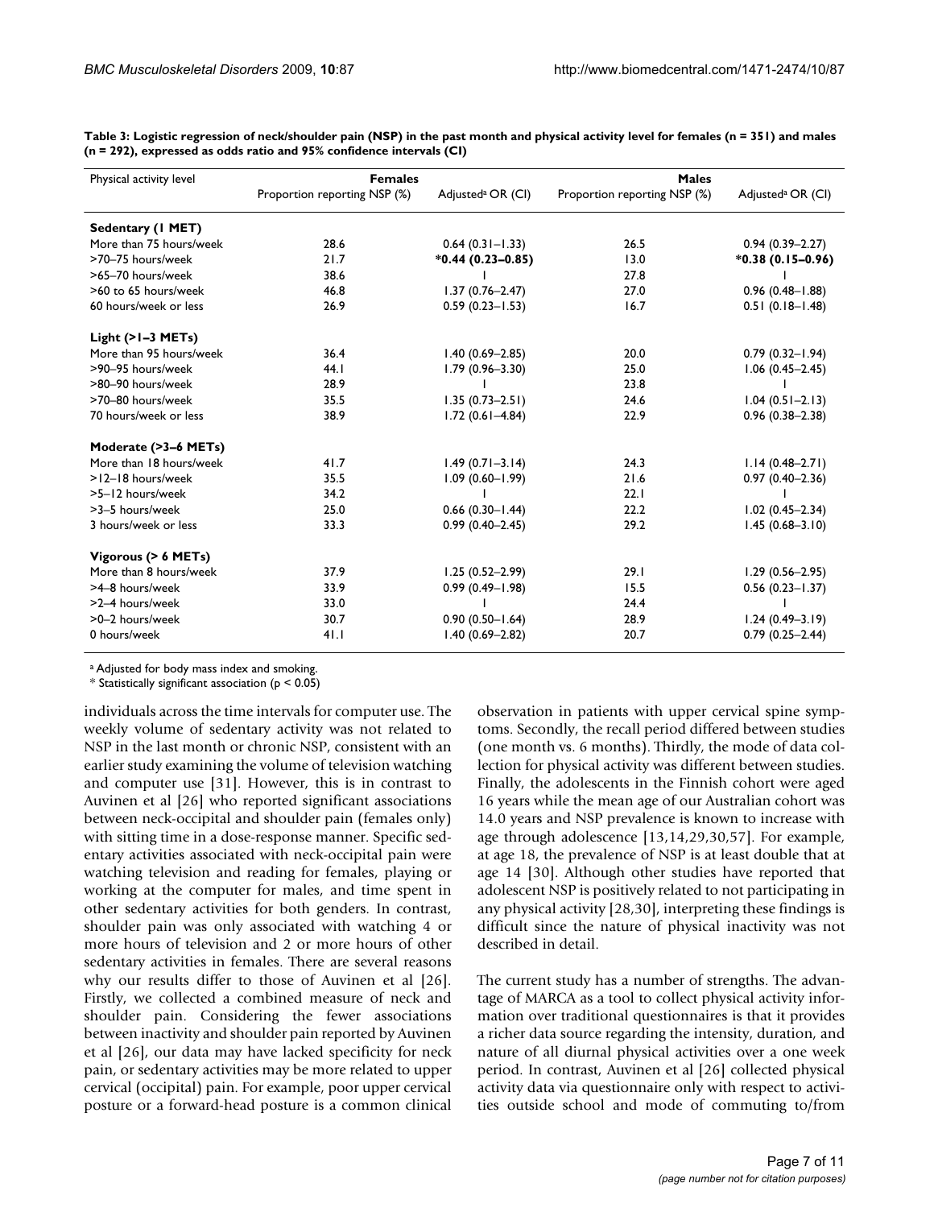**Table 3: Logistic regression of neck/shoulder pain (NSP) in the past month and physical activity level for females (n = 351) and males (n = 292), expressed as odds ratio and 95% confidence intervals (CI)**

| Physical activity level | Females | | Males | |
|---|---|---|---|---|
| | Proportion reporting NSP (%) | Adjusted[a] OR (CI) | Proportion reporting NSP (%) | Adjusted[a] OR (CI) |
| **Sedentary (1 MET)** | | | | |
| More than 75 hours/week | 28.6 | 0.64 (0.31–1.33) | 26.5 | 0.94 (0.39–2.27) |
| >70–75 hours/week | 21.7 | ***0.44 (0.23–0.85)** | 13.0 | ***0.38 (0.15–0.96)** |
| >65–70 hours/week | 38.6 | 1 | 27.8 | 1 |
| >60 to 65 hours/week | 46.8 | 1.37 (0.76–2.47) | 27.0 | 0.96 (0.48–1.88) |
| 60 hours/week or less | 26.9 | 0.59 (0.23–1.53) | 16.7 | 0.51 (0.18–1.48) |
| **Light (>1–3 METs)** | | | | |
| More than 95 hours/week | 36.4 | 1.40 (0.69–2.85) | 20.0 | 0.79 (0.32–1.94) |
| >90–95 hours/week | 44.1 | 1.79 (0.96–3.30) | 25.0 | 1.06 (0.45–2.45) |
| >80–90 hours/week | 28.9 | 1 | 23.8 | 1 |
| >70–80 hours/week | 35.5 | 1.35 (0.73–2.51) | 24.6 | 1.04 (0.51–2.13) |
| 70 hours/week or less | 38.9 | 1.72 (0.61–4.84) | 22.9 | 0.96 (0.38–2.38) |
| **Moderate (>3–6 METs)** | | | | |
| More than 18 hours/week | 41.7 | 1.49 (0.71–3.14) | 24.3 | 1.14 (0.48–2.71) |
| >12–18 hours/week | 35.5 | 1.09 (0.60–1.99) | 21.6 | 0.97 (0.40–2.36) |
| >5–12 hours/week | 34.2 | 1 | 22.1 | 1 |
| >3–5 hours/week | 25.0 | 0.66 (0.30–1.44) | 22.2 | 1.02 (0.45–2.34) |
| 3 hours/week or less | 33.3 | 0.99 (0.40–2.45) | 29.2 | 1.45 (0.68–3.10) |
| **Vigorous (> 6 METs)** | | | | |
| More than 8 hours/week | 37.9 | 1.25 (0.52–2.99) | 29.1 | 1.29 (0.56–2.95) |
| >4–8 hours/week | 33.9 | 0.99 (0.49–1.98) | 15.5 | 0.56 (0.23–1.37) |
| >2–4 hours/week | 33.0 | 1 | 24.4 | 1 |
| >0–2 hours/week | 30.7 | 0.90 (0.50–1.64) | 28.9 | 1.24 (0.49–3.19) |
| 0 hours/week | 41.1 | 1.40 (0.69–2.82) | 20.7 | 0.79 (0.25–2.44) |

[a] Adjusted for body mass index and smoking.

* Statistically significant association ($p < 0.05$)

individuals across the time intervals for computer use. The weekly volume of sedentary activity was not related to NSP in the last month or chronic NSP, consistent with an earlier study examining the volume of television watching and computer use [31]. However, this is in contrast to Auvinen et al [26] who reported significant associations between neck-occipital and shoulder pain (females only) with sitting time in a dose-response manner. Specific sedentary activities associated with neck-occipital pain were watching television and reading for females, playing or working at the computer for males, and time spent in other sedentary activities for both genders. In contrast, shoulder pain was only associated with watching 4 or more hours of television and 2 or more hours of other sedentary activities in females. There are several reasons why our results differ to those of Auvinen et al [26]. Firstly, we collected a combined measure of neck and shoulder pain. Considering the fewer associations between inactivity and shoulder pain reported by Auvinen et al [26], our data may have lacked specificity for neck pain, or sedentary activities may be more related to upper cervical (occipital) pain. For example, poor upper cervical posture or a forward-head posture is a common clinical observation in patients with upper cervical spine symptoms. Secondly, the recall period differed between studies (one month vs. 6 months). Thirdly, the mode of data collection for physical activity was different between studies. Finally, the adolescents in the Finnish cohort were aged 16 years while the mean age of our Australian cohort was 14.0 years and NSP prevalence is known to increase with age through adolescence [13,14,29,30,57]. For example, at age 18, the prevalence of NSP is at least double that at age 14 [30]. Although other studies have reported that adolescent NSP is positively related to not participating in any physical activity [28,30], interpreting these findings is difficult since the nature of physical inactivity was not described in detail.

The current study has a number of strengths. The advantage of MARCA as a tool to collect physical activity information over traditional questionnaires is that it provides a richer data source regarding the intensity, duration, and nature of all diurnal physical activities over a one week period. In contrast, Auvinen et al [26] collected physical activity data via questionnaire only with respect to activities outside school and mode of commuting to/from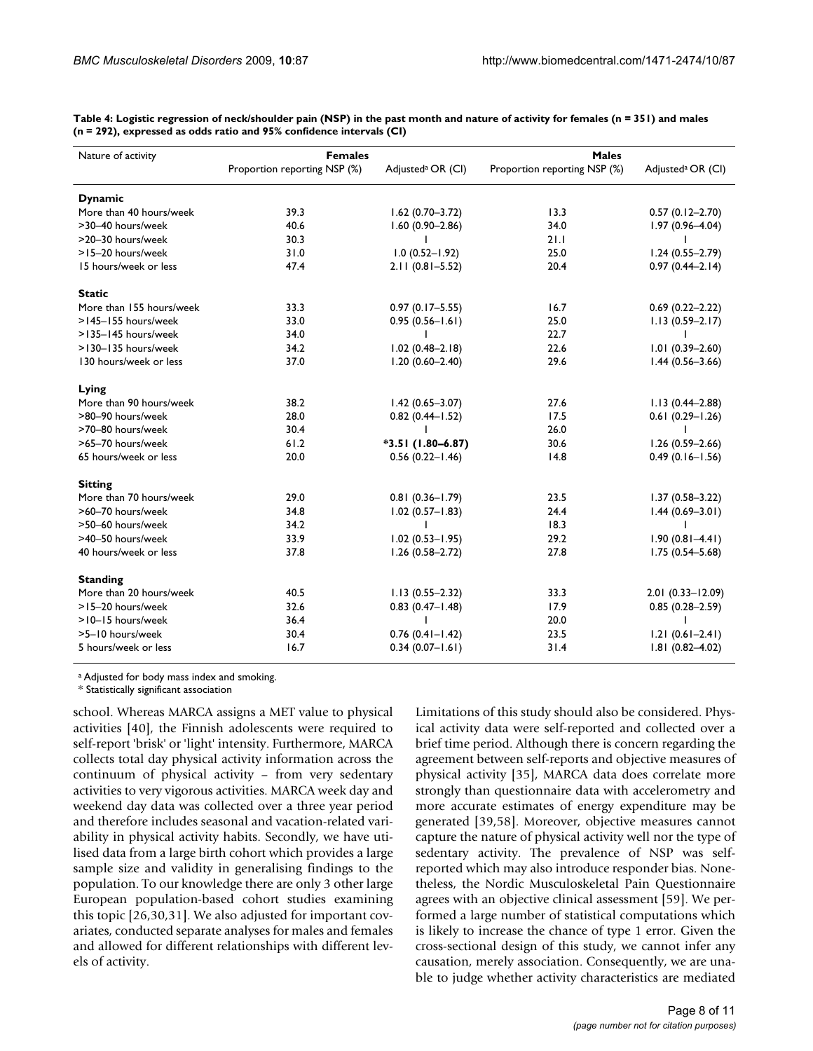**Table 4: Logistic regression of neck/shoulder pain (NSP) in the past month and nature of activity for females (n = 351) and males (n = 292), expressed as odds ratio and 95% confidence intervals (CI)**

| Nature of activity | Females | | Males | |
|---|---|---|---|---|
| | Proportion reporting NSP (%) | Adjusted[a] OR (CI) | Proportion reporting NSP (%) | Adjusted[a] OR (CI) |
| **Dynamic** | | | | |
| More than 40 hours/week | 39.3 | 1.62 (0.70–3.72) | 13.3 | 0.57 (0.12–2.70) |
| >30–40 hours/week | 40.6 | 1.60 (0.90–2.86) | 34.0 | 1.97 (0.96–4.04) |
| >20–30 hours/week | 30.3 | 1 | 21.1 | 1 |
| >15–20 hours/week | 31.0 | 1.0 (0.52–1.92) | 25.0 | 1.24 (0.55–2.79) |
| 15 hours/week or less | 47.4 | 2.11 (0.81–5.52) | 20.4 | 0.97 (0.44–2.14) |
| **Static** | | | | |
| More than 155 hours/week | 33.3 | 0.97 (0.17–5.55) | 16.7 | 0.69 (0.22–2.22) |
| >145–155 hours/week | 33.0 | 0.95 (0.56–1.61) | 25.0 | 1.13 (0.59–2.17) |
| >135–145 hours/week | 34.0 | 1 | 22.7 | 1 |
| >130–135 hours/week | 34.2 | 1.02 (0.48–2.18) | 22.6 | 1.01 (0.39–2.60) |
| 130 hours/week or less | 37.0 | 1.20 (0.60–2.40) | 29.6 | 1.44 (0.56–3.66) |
| **Lying** | | | | |
| More than 90 hours/week | 38.2 | 1.42 (0.65–3.07) | 27.6 | 1.13 (0.44–2.88) |
| >80–90 hours/week | 28.0 | 0.82 (0.44–1.52) | 17.5 | 0.61 (0.29–1.26) |
| >70–80 hours/week | 30.4 | 1 | 26.0 | 1 |
| >65–70 hours/week | 61.2 | ***3.51 (1.80–6.87)** | 30.6 | 1.26 (0.59–2.66) |
| 65 hours/week or less | 20.0 | 0.56 (0.22–1.46) | 14.8 | 0.49 (0.16–1.56) |
| **Sitting** | | | | |
| More than 70 hours/week | 29.0 | 0.81 (0.36–1.79) | 23.5 | 1.37 (0.58–3.22) |
| >60–70 hours/week | 34.8 | 1.02 (0.57–1.83) | 24.4 | 1.44 (0.69–3.01) |
| >50–60 hours/week | 34.2 | 1 | 18.3 | 1 |
| >40–50 hours/week | 33.9 | 1.02 (0.53–1.95) | 29.2 | 1.90 (0.81–4.41) |
| 40 hours/week or less | 37.8 | 1.26 (0.58–2.72) | 27.8 | 1.75 (0.54–5.68) |
| **Standing** | | | | |
| More than 20 hours/week | 40.5 | 1.13 (0.55–2.32) | 33.3 | 2.01 (0.33–12.09) |
| >15–20 hours/week | 32.6 | 0.83 (0.47–1.48) | 17.9 | 0.85 (0.28–2.59) |
| >10–15 hours/week | 36.4 | 1 | 20.0 | 1 |
| >5–10 hours/week | 30.4 | 0.76 (0.41–1.42) | 23.5 | 1.21 (0.61–2.41) |
| 5 hours/week or less | 16.7 | 0.34 (0.07–1.61) | 31.4 | 1.81 (0.82–4.02) |

[a] Adjusted for body mass index and smoking.

* Statistically significant association

school. Whereas MARCA assigns a MET value to physical activities [40], the Finnish adolescents were required to self-report 'brisk' or 'light' intensity. Furthermore, MARCA collects total day physical activity information across the continuum of physical activity – from very sedentary activities to very vigorous activities. MARCA week day and weekend day data was collected over a three year period and therefore includes seasonal and vacation-related variability in physical activity habits. Secondly, we have utilised data from a large birth cohort which provides a large sample size and validity in generalising findings to the population. To our knowledge there are only 3 other large European population-based cohort studies examining this topic [26,30,31]. We also adjusted for important covariates, conducted separate analyses for males and females and allowed for different relationships with different levels of activity.

Limitations of this study should also be considered. Physical activity data were self-reported and collected over a brief time period. Although there is concern regarding the agreement between self-reports and objective measures of physical activity [35], MARCA data does correlate more strongly than questionnaire data with accelerometry and more accurate estimates of energy expenditure may be generated [39,58]. Moreover, objective measures cannot capture the nature of physical activity well nor the type of sedentary activity. The prevalence of NSP was self-reported which may also introduce responder bias. Nonetheless, the Nordic Musculoskeletal Pain Questionnaire agrees with an objective clinical assessment [59]. We performed a large number of statistical computations which is likely to increase the chance of type 1 error. Given the cross-sectional design of this study, we cannot infer any causation, merely association. Consequently, we are unable to judge whether activity characteristics are mediated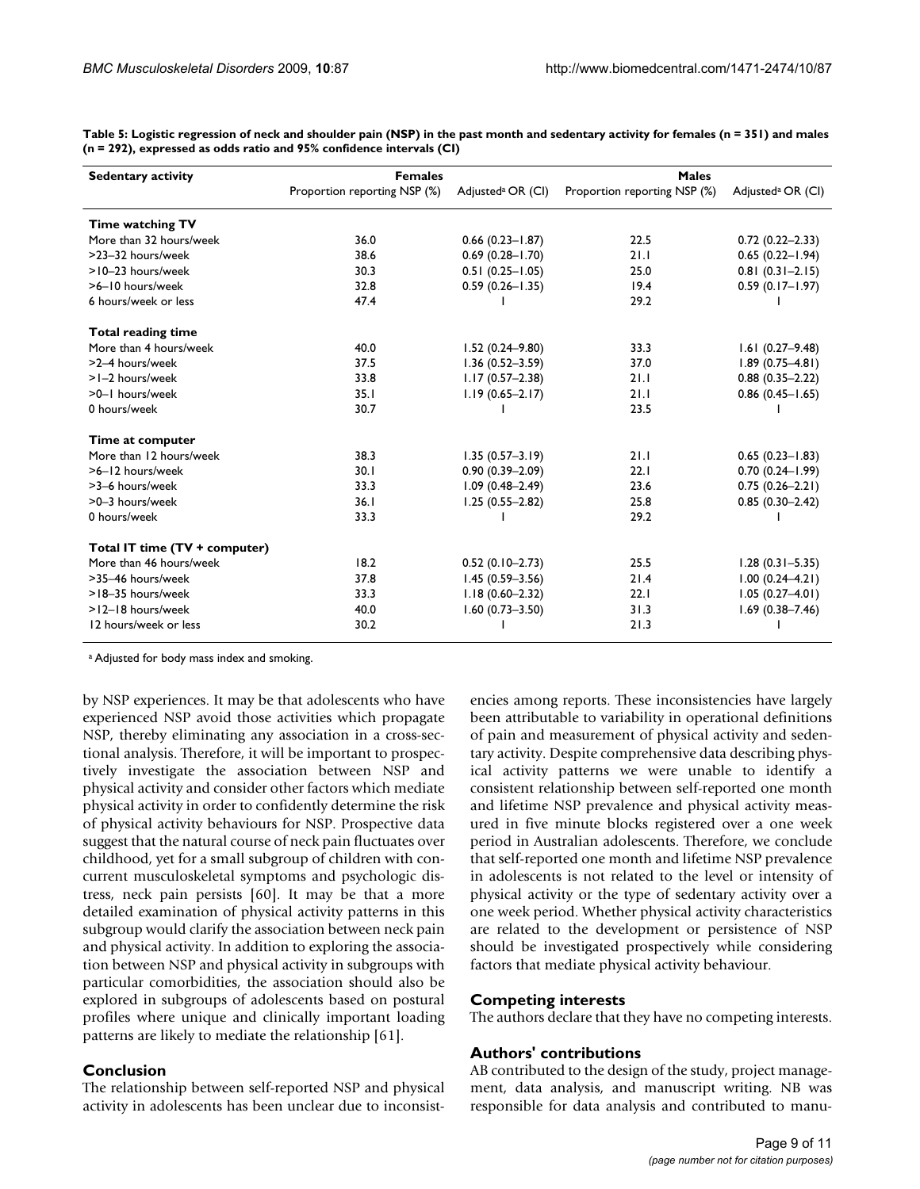**Table 5: Logistic regression of neck and shoulder pain (NSP) in the past month and sedentary activity for females (n = 351) and males (n = 292), expressed as odds ratio and 95% confidence intervals (CI)**

| Sedentary activity | Females | | Males | |
|---|---|---|---|---|
| | Proportion reporting NSP (%) | Adjusted[a] OR (CI) | Proportion reporting NSP (%) | Adjusted[a] OR (CI) |
| **Time watching TV** | | | | |
| More than 32 hours/week | 36.0 | 0.66 (0.23–1.87) | 22.5 | 0.72 (0.22–2.33) |
| >23–32 hours/week | 38.6 | 0.69 (0.28–1.70) | 21.1 | 0.65 (0.22–1.94) |
| >10–23 hours/week | 30.3 | 0.51 (0.25–1.05) | 25.0 | 0.81 (0.31–2.15) |
| >6–10 hours/week | 32.8 | 0.59 (0.26–1.35) | 19.4 | 0.59 (0.17–1.97) |
| 6 hours/week or less | 47.4 | 1 | 29.2 | 1 |
| **Total reading time** | | | | |
| More than 4 hours/week | 40.0 | 1.52 (0.24–9.80) | 33.3 | 1.61 (0.27–9.48) |
| >2–4 hours/week | 37.5 | 1.36 (0.52–3.59) | 37.0 | 1.89 (0.75–4.81) |
| >1–2 hours/week | 33.8 | 1.17 (0.57–2.38) | 21.1 | 0.88 (0.35–2.22) |
| >0–1 hours/week | 35.1 | 1.19 (0.65–2.17) | 21.1 | 0.86 (0.45–1.65) |
| 0 hours/week | 30.7 | 1 | 23.5 | 1 |
| **Time at computer** | | | | |
| More than 12 hours/week | 38.3 | 1.35 (0.57–3.19) | 21.1 | 0.65 (0.23–1.83) |
| >6–12 hours/week | 30.1 | 0.90 (0.39–2.09) | 22.1 | 0.70 (0.24–1.99) |
| >3–6 hours/week | 33.3 | 1.09 (0.48–2.49) | 23.6 | 0.75 (0.26–2.21) |
| >0–3 hours/week | 36.1 | 1.25 (0.55–2.82) | 25.8 | 0.85 (0.30–2.42) |
| 0 hours/week | 33.3 | 1 | 29.2 | 1 |
| **Total IT time (TV + computer)** | | | | |
| More than 46 hours/week | 18.2 | 0.52 (0.10–2.73) | 25.5 | 1.28 (0.31–5.35) |
| >35–46 hours/week | 37.8 | 1.45 (0.59–3.56) | 21.4 | 1.00 (0.24–4.21) |
| >18–35 hours/week | 33.3 | 1.18 (0.60–2.32) | 22.1 | 1.05 (0.27–4.01) |
| >12–18 hours/week | 40.0 | 1.60 (0.73–3.50) | 31.3 | 1.69 (0.38–7.46) |
| 12 hours/week or less | 30.2 | 1 | 21.3 | 1 |

[a] Adjusted for body mass index and smoking.

by NSP experiences. It may be that adolescents who have experienced NSP avoid those activities which propagate NSP, thereby eliminating any association in a cross-sectional analysis. Therefore, it will be important to prospectively investigate the association between NSP and physical activity and consider other factors which mediate physical activity in order to confidently determine the risk of physical activity behaviours for NSP. Prospective data suggest that the natural course of neck pain fluctuates over childhood, yet for a small subgroup of children with concurrent musculoskeletal symptoms and psychologic distress, neck pain persists [60]. It may be that a more detailed examination of physical activity patterns in this subgroup would clarify the association between neck pain and physical activity. In addition to exploring the association between NSP and physical activity in subgroups with particular comorbidities, the association should also be explored in subgroups of adolescents based on postural profiles where unique and clinically important loading patterns are likely to mediate the relationship [61].

## Conclusion

The relationship between self-reported NSP and physical activity in adolescents has been unclear due to inconsistencies among reports. These inconsistencies have largely been attributable to variability in operational definitions of pain and measurement of physical activity and sedentary activity. Despite comprehensive data describing physical activity patterns we were unable to identify a consistent relationship between self-reported one month and lifetime NSP prevalence and physical activity measured in five minute blocks registered over a one week period in Australian adolescents. Therefore, we conclude that self-reported one month and lifetime NSP prevalence in adolescents is not related to the level or intensity of physical activity or the type of sedentary activity over a one week period. Whether physical activity characteristics are related to the development or persistence of NSP should be investigated prospectively while considering factors that mediate physical activity behaviour.

## Competing interests

The authors declare that they have no competing interests.

## Authors' contributions

AB contributed to the design of the study, project management, data analysis, and manuscript writing. NB was responsible for data analysis and contributed to manu-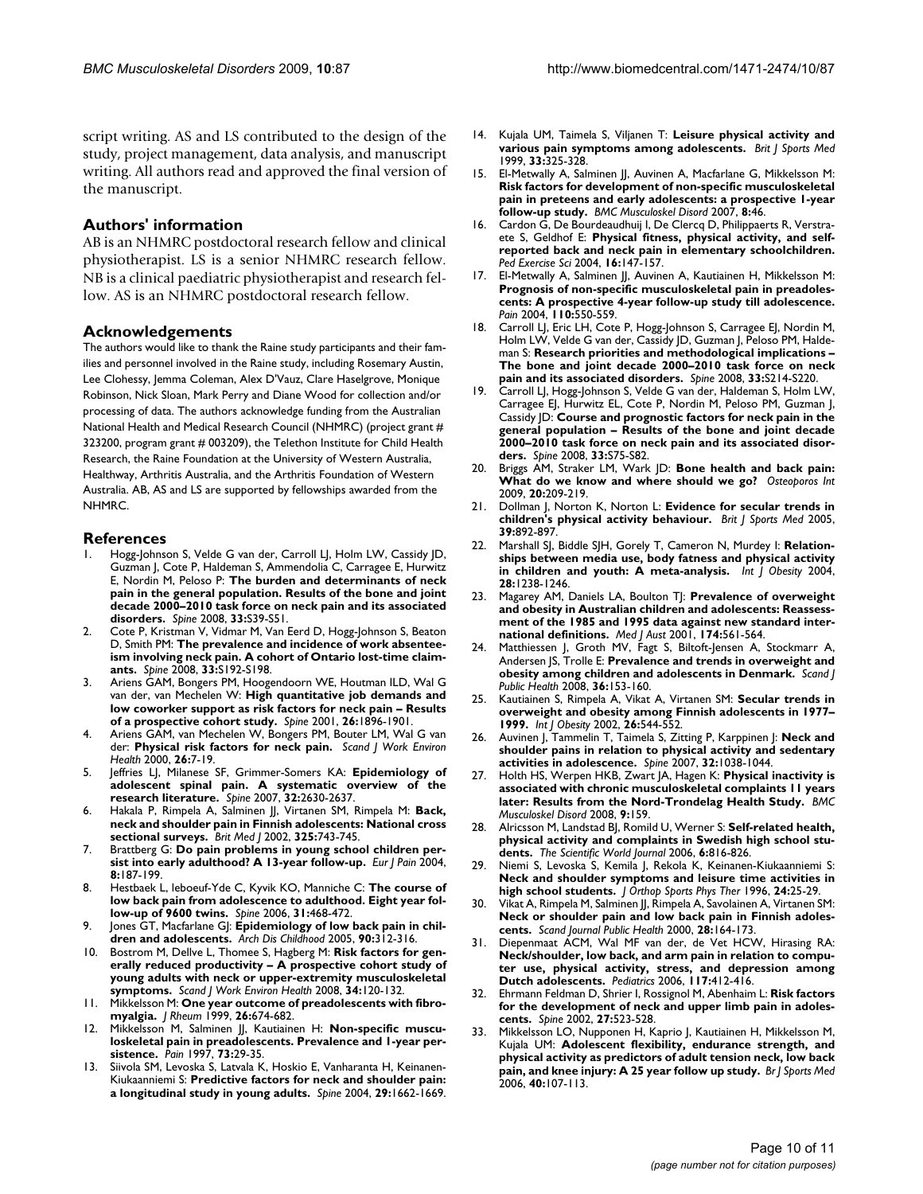script writing. AS and LS contributed to the design of the study, project management, data analysis, and manuscript writing. All authors read and approved the final version of the manuscript.

## Authors' information

AB is an NHMRC postdoctoral research fellow and clinical physiotherapist. LS is a senior NHMRC research fellow. NB is a clinical paediatric physiotherapist and research fellow. AS is an NHMRC postdoctoral research fellow.

## Acknowledgements

The authors would like to thank the Raine study participants and their families and personnel involved in the Raine study, including Rosemary Austin, Lee Clohessy, Jemma Coleman, Alex D'Vauz, Clare Haselgrove, Monique Robinson, Nick Sloan, Mark Perry and Diane Wood for collection and/or processing of data. The authors acknowledge funding from the Australian National Health and Medical Research Council (NHMRC) (project grant # 323200, program grant # 003209), the Telethon Institute for Child Health Research, the Raine Foundation at the University of Western Australia, Healthway, Arthritis Australia, and the Arthritis Foundation of Western Australia. AB, AS and LS are supported by fellowships awarded from the NHMRC.

## References

1. Hogg-Johnson S, Velde G van der, Carroll LJ, Holm LW, Cassidy JD, Guzman J, Cote P, Haldeman S, Ammendolia C, Carragee E, Hurwitz E, Nordin M, Peloso P: **The burden and determinants of neck pain in the general population. Results of the bone and joint decade 2000–2010 task force on neck pain and its associated disorders.** *Spine* 2008, **33:**S39-S51.
2. Cote P, Kristman V, Vidmar M, Van Eerd D, Hogg-Johnson S, Beaton D, Smith PM: **The prevalence and incidence of work absenteeism involving neck pain. A cohort of Ontario lost-time claimants.** *Spine* 2008, **33:**S192-S198.
3. Ariens GAM, Bongers PM, Hoogendoorn WE, Houtman ILD, Wal G van der, van Mechelen W: **High quantitative job demands and low coworker support as risk factors for neck pain – Results of a prospective cohort study.** *Spine* 2001, **26:**1896-1901.
4. Ariens GAM, van Mechelen W, Bongers PM, Bouter LM, Wal G van der: **Physical risk factors for neck pain.** *Scand J Work Environ Health* 2000, **26:**7-19.
5. Jeffries LJ, Milanese SF, Grimmer-Somers KA: **Epidemiology of adolescent spinal pain. A systematic overview of the research literature.** *Spine* 2007, **32:**2630-2637.
6. Hakala P, Rimpela A, Salminen JJ, Virtanen SM, Rimpela M: **Back, neck and shoulder pain in Finnish adolescents: National cross sectional surveys.** *Brit Med J* 2002, **325:**743-745.
7. Brattberg G: **Do pain problems in young school children persist into early adulthood? A 13-year follow-up.** *Eur J Pain* 2004, **8:**187-199.
8. Hestbaek L, Ieboeuf-Yde C, Kyvik KO, Manniche C: **The course of low back pain from adolescence to adulthood. Eight year follow-up of 9600 twins.** *Spine* 2006, **31:**468-472.
9. Jones GT, Macfarlane GJ: **Epidemiology of low back pain in children and adolescents.** *Arch Dis Childhood* 2005, **90:**312-316.
10. Bostrom M, Dellve L, Thomee S, Hagberg M: **Risk factors for generally reduced productivity – A prospective cohort study of young adults with neck or upper-extremity musculoskeletal symptoms.** *Scand J Work Environ Health* 2008, **34:**120-132.
11. Mikkelsson M: **One year outcome of preadolescents with fibromyalgia.** *J Rheum* 1999, **26:**674-682.
12. Mikkelsson M, Salminen JJ, Kautiainen H: **Non-specific musculoskeletal pain in preadolescents. Prevalence and 1-year persistence.** *Pain* 1997, **73:**29-35.
13. Siivola SM, Levoska S, Latvala K, Hoskio E, Vanharanta H, Keinanen-Kiukaanniemi S: **Predictive factors for neck and shoulder pain: a longitudinal study in young adults.** *Spine* 2004, **29:**1662-1669.
14. Kujala UM, Taimela S, Viljanen T: **Leisure physical activity and various pain symptoms among adolescents.** *Brit J Sports Med* 1999, **33:**325-328.
15. El-Metwally A, Salminen JJ, Auvinen A, Macfarlane G, Mikkelsson M: **Risk factors for development of non-specific musculoskeletal pain in preteens and early adolescents: a prospective 1-year follow-up study.** *BMC Musculoskel Disord* 2007, **8:**46.
16. Cardon G, De Bourdeaudhuij I, De Clercq D, Philippaerts R, Verstraete S, Geldhof E: **Physical fitness, physical activity, and self-reported back and neck pain in elementary schoolchildren.** *Ped Exercise Sci* 2004, **16:**147-157.
17. El-Metwally A, Salminen JJ, Auvinen A, Kautiainen H, Mikkelsson M: **Prognosis of non-specific musculoskeletal pain in preadolescents: A prospective 4-year follow-up study till adolescence.** *Pain* 2004, **110:**550-559.
18. Carroll LJ, Eric LH, Cote P, Hogg-Johnson S, Carragee EJ, Nordin M, Holm LW, Velde G van der, Cassidy JD, Guzman J, Peloso PM, Haldeman S: **Research priorities and methodological implications – The bone and joint decade 2000–2010 task force on neck pain and its associated disorders.** *Spine* 2008, **33:**S214-S220.
19. Carroll LJ, Hogg-Johnson S, Velde G van der, Haldeman S, Holm LW, Carragee EJ, Hurwitz EL, Cote P, Nordin M, Peloso PM, Guzman J, Cassidy JD: **Course and prognostic factors for neck pain in the general population – Results of the bone and joint decade 2000–2010 task force on neck pain and its associated disorders.** *Spine* 2008, **33:**S75-S82.
20. Briggs AM, Straker LM, Wark JD: **Bone health and back pain: What do we know and where should we go?** *Osteoporos Int* 2009, **20:**209-219.
21. Dollman J, Norton K, Norton L: **Evidence for secular trends in children's physical activity behaviour.** *Brit J Sports Med* 2005, **39:**892-897.
22. Marshall SJ, Biddle SJH, Gorely T, Cameron N, Murdey I: **Relationships between media use, body fatness and physical activity in children and youth: A meta-analysis.** *Int J Obesity* 2004, **28:**1238-1246.
23. Magarey AM, Daniels LA, Boulton TJ: **Prevalence of overweight and obesity in Australian children and adolescents: Reassessment of the 1985 and 1995 data against new standard international definitions.** *Med J Aust* 2001, **174:**561-564.
24. Matthiessen J, Groth MV, Fagt S, Biltoft-Jensen A, Stockmarr A, Andersen JS, Trolle E: **Prevalence and trends in overweight and obesity among children and adolescents in Denmark.** *Scand J Public Health* 2008, **36:**153-160.
25. Kautiainen S, Rimpela A, Vikat A, Virtanen SM: **Secular trends in overweight and obesity among Finnish adolescents in 1977–1999.** *Int J Obesity* 2002, **26:**544-552.
26. Auvinen J, Tammelin T, Taimela S, Zitting P, Karppinen J: **Neck and shoulder pains in relation to physical activity and sedentary activities in adolescence.** *Spine* 2007, **32:**1038-1044.
27. Holth HS, Werpen HKB, Zwart JA, Hagen K: **Physical inactivity is associated with chronic musculoskeletal complaints 11 years later: Results from the Nord-Trondelag Health Study.** *BMC Musculoskel Disord* 2008, **9:**159.
28. Alricsson M, Landstad BJ, Romild U, Werner S: **Self-related health, physical activity and complaints in Swedish high school students.** *The Scientific World Journal* 2006, **6:**816-826.
29. Niemi S, Levoska S, Kemila J, Rekola K, Keinanen-Kiukaanniemi S: **Neck and shoulder symptoms and leisure time activities in high school students.** *J Orthop Sports Phys Ther* 1996, **24:**25-29.
30. Vikat A, Rimpela M, Salminen JJ, Rimpela A, Savolainen A, Virtanen SM: **Neck or shoulder pain and low back pain in Finnish adolescents.** *Scand Journal Public Health* 2000, **28:**164-173.
31. Diepenmaat ACM, Wal MF van der, de Vet HCW, Hirasing RA: **Neck/shoulder, low back, and arm pain in relation to computer use, physical activity, stress, and depression among Dutch adolescents.** *Pediatrics* 2006, **117:**412-416.
32. Ehrmann Feldman D, Shrier I, Rossignol M, Abenhaim L: **Risk factors for the development of neck and upper limb pain in adolescents.** *Spine* 2002, **27:**523-528.
33. Mikkelsson LO, Nupponen H, Kaprio J, Kautiainen H, Mikkelsson M, Kujala UM: **Adolescent flexibility, endurance strength, and physical activity as predictors of adult tension neck, low back pain, and knee injury: A 25 year follow up study.** *Br J Sports Med* 2006, **40:**107-113.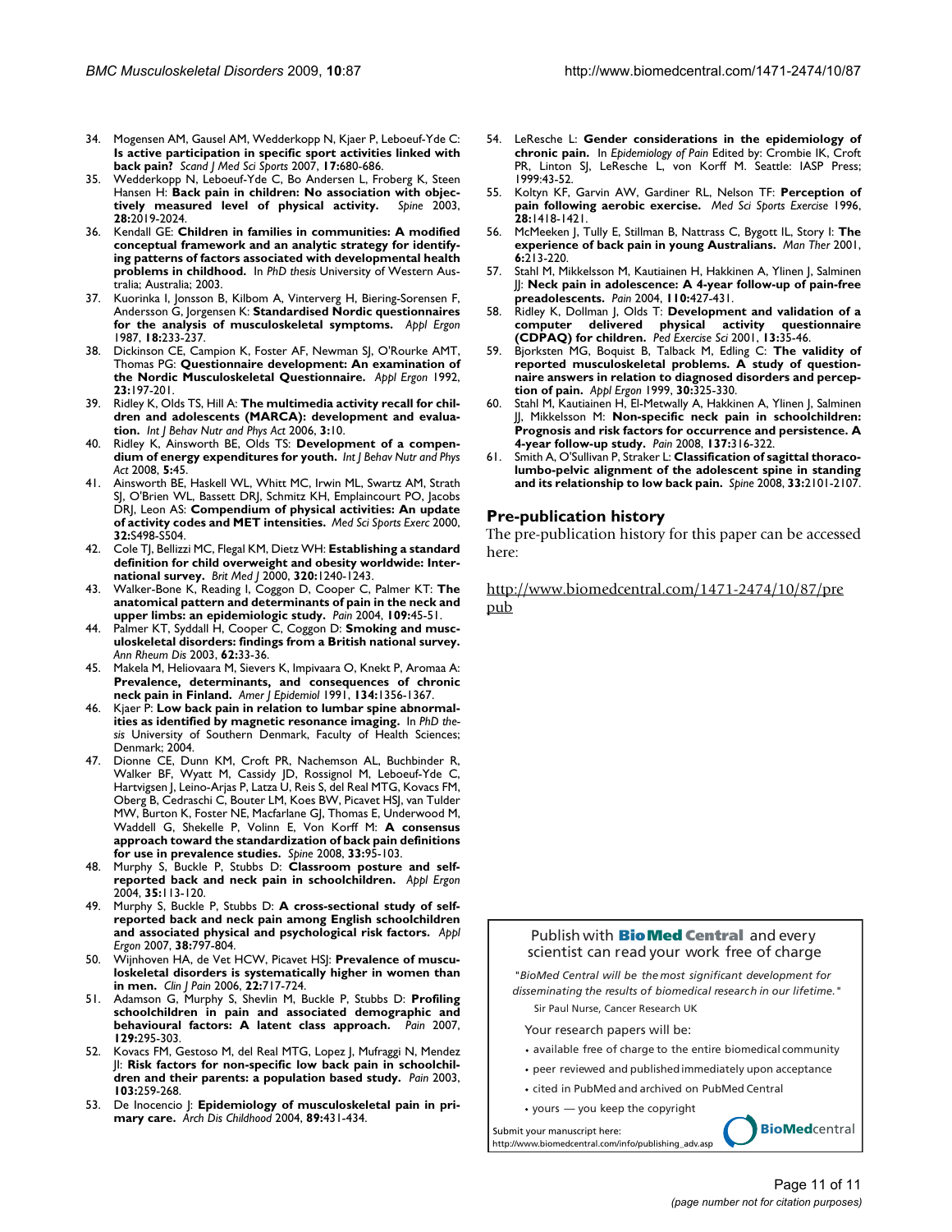34. Mogensen AM, Gausel AM, Wedderkopp N, Kjaer P, Leboeuf-Yde C: **Is active participation in specific sport activities linked with back pain?** *Scand J Med Sci Sports* 2007, **17:**680-686.
35. Wedderkopp N, Leboeuf-Yde C, Bo Andersen L, Froberg K, Steen Hansen H: **Back pain in children: No association with objectively measured level of physical activity.** *Spine* 2003, **28:**2019-2024.
36. Kendall GE: **Children in families in communities: A modified conceptual framework and an analytic strategy for identifying patterns of factors associated with developmental health problems in childhood.** In *PhD thesis* University of Western Australia; Australia; 2003.
37. Kuorinka I, Jonsson B, Kilbom A, Vinterverg H, Biering-Sorensen F, Andersson G, Jorgensen K: **Standardised Nordic questionnaires for the analysis of musculoskeletal symptoms.** *Appl Ergon* 1987, **18:**233-237.
38. Dickinson CE, Campion K, Foster AF, Newman SJ, O'Rourke AMT, Thomas PG: **Questionnaire development: An examination of the Nordic Musculoskeletal Questionnaire.** *Appl Ergon* 1992, **23:**197-201.
39. Ridley K, Olds TS, Hill A: **The multimedia activity recall for children and adolescents (MARCA): development and evaluation.** *Int J Behav Nutr and Phys Act* 2006, **3:**10.
40. Ridley K, Ainsworth BE, Olds TS: **Development of a compendium of energy expenditures for youth.** *Int J Behav Nutr and Phys Act* 2008, **5:**45.
41. Ainsworth BE, Haskell WL, Whitt MC, Irwin ML, Swartz AM, Strath SJ, O'Brien WL, Bassett DRJ, Schmitz KH, Emplaincourt PO, Jacobs DRJ, Leon AS: **Compendium of physical activities: An update of activity codes and MET intensities.** *Med Sci Sports Exerc* 2000, **32:**S498-S504.
42. Cole TJ, Bellizzi MC, Flegal KM, Dietz WH: **Establishing a standard definition for child overweight and obesity worldwide: International survey.** *Brit Med J* 2000, **320:**1240-1243.
43. Walker-Bone K, Reading I, Coggon D, Cooper C, Palmer KT: **The anatomical pattern and determinants of pain in the neck and upper limbs: an epidemiologic study.** *Pain* 2004, **109:**45-51.
44. Palmer KT, Syddall H, Cooper C, Coggon D: **Smoking and musculoskeletal disorders: findings from a British national survey.** *Ann Rheum Dis* 2003, **62:**33-36.
45. Makela M, Heliovaara M, Sievers K, Impivaara O, Knekt P, Aromaa A: **Prevalence, determinants, and consequences of chronic neck pain in Finland.** *Amer J Epidemiol* 1991, **134:**1356-1367.
46. Kjaer P: **Low back pain in relation to lumbar spine abnormalities as identified by magnetic resonance imaging.** In *PhD thesis* University of Southern Denmark, Faculty of Health Sciences; Denmark; 2004.
47. Dionne CE, Dunn KM, Croft PR, Nachemson AL, Buchbinder R, Walker BF, Wyatt M, Cassidy JD, Rossignol M, Leboeuf-Yde C, Hartvigsen J, Leino-Arjas P, Latza U, Reis S, del Real MTG, Kovacs FM, Oberg B, Cedraschi C, Bouter LM, Koes BW, Picavet HSJ, van Tulder MW, Burton K, Foster NE, Macfarlane GJ, Thomas E, Underwood M, Waddell G, Shekelle P, Volinn E, Von Korff M: **A consensus approach toward the standardization of back pain definitions for use in prevalence studies.** *Spine* 2008, **33:**95-103.
48. Murphy S, Buckle P, Stubbs D: **Classroom posture and self-reported back and neck pain in schoolchildren.** *Appl Ergon* 2004, **35:**113-120.
49. Murphy S, Buckle P, Stubbs D: **A cross-sectional study of self-reported back and neck pain among English schoolchildren and associated physical and psychological risk factors.** *Appl Ergon* 2007, **38:**797-804.
50. Wijnhoven HA, de Vet HCW, Picavet HSJ: **Prevalence of musculoskeletal disorders is systematically higher in women than in men.** *Clin J Pain* 2006, **22:**717-724.
51. Adamson G, Murphy S, Shevlin M, Buckle P, Stubbs D: **Profiling schoolchildren in pain and associated demographic and behavioural factors: A latent class approach.** *Pain* 2007, **129:**295-303.
52. Kovacs FM, Gestoso M, del Real MTG, Lopez J, Mufraggi N, Mendez JI: **Risk factors for non-specific low back pain in schoolchildren and their parents: a population based study.** *Pain* 2003, **103:**259-268.
53. De Inocencio J: **Epidemiology of musculoskeletal pain in primary care.** *Arch Dis Childhood* 2004, **89:**431-434.
54. LeResche L: **Gender considerations in the epidemiology of chronic pain.** In *Epidemiology of Pain* Edited by: Crombie IK, Croft PR, Linton SJ, LeResche L, von Korff M. Seattle: IASP Press; 1999:43-52.
55. Koltyn KF, Garvin AW, Gardiner RL, Nelson TF: **Perception of pain following aerobic exercise.** *Med Sci Sports Exercise* 1996, **28:**1418-1421.
56. McMeeken J, Tully E, Stillman B, Nattrass C, Bygott IL, Story I: **The experience of back pain in young Australians.** *Man Ther* 2001, **6:**213-220.
57. Stahl M, Mikkelsson M, Kautiainen H, Hakkinen A, Ylinen J, Salminen JJ: **Neck pain in adolescence: A 4-year follow-up of pain-free preadolescents.** *Pain* 2004, **110:**427-431.
58. Ridley K, Dollman J, Olds T: **Development and validation of a computer delivered physical activity questionnaire (CDPAQ) for children.** *Ped Exercise Sci* 2001, **13:**35-46.
59. Bjorksten MG, Boquist B, Talback M, Edling C: **The validity of reported musculoskeletal problems. A study of questionnaire answers in relation to diagnosed disorders and perception of pain.** *Appl Ergon* 1999, **30:**325-330.
60. Stahl M, Kautiainen H, El-Metwally A, Hakkinen A, Ylinen J, Salminen JJ, Mikkelsson M: **Non-specific neck pain in schoolchildren: Prognosis and risk factors for occurrence and persistence. A 4-year follow-up study.** *Pain* 2008, **137:**316-322.
61. Smith A, O'Sullivan P, Straker L: **Classification of sagittal thoraco-lumbo-pelvic alignment of the adolescent spine in standing and its relationship to low back pain.** *Spine* 2008, **33:**2101-2107.

## Pre-publication history

The pre-publication history for this paper can be accessed here:

http://www.biomedcentral.com/1471-2474/10/87/prepub

Publish with **BioMed Central** and every scientist can read your work free of charge

*"BioMed Central will be the most significant development for disseminating the results of biomedical research in our lifetime."*

Sir Paul Nurse, Cancer Research UK

Your research papers will be:

- available free of charge to the entire biomedical community
- peer reviewed and published immediately upon acceptance
- cited in PubMed and archived on PubMed Central
- yours — you keep the copyright

Submit your manuscript here:
http://www.biomedcentral.com/info/publishing_adv.asp

BioMedcentral